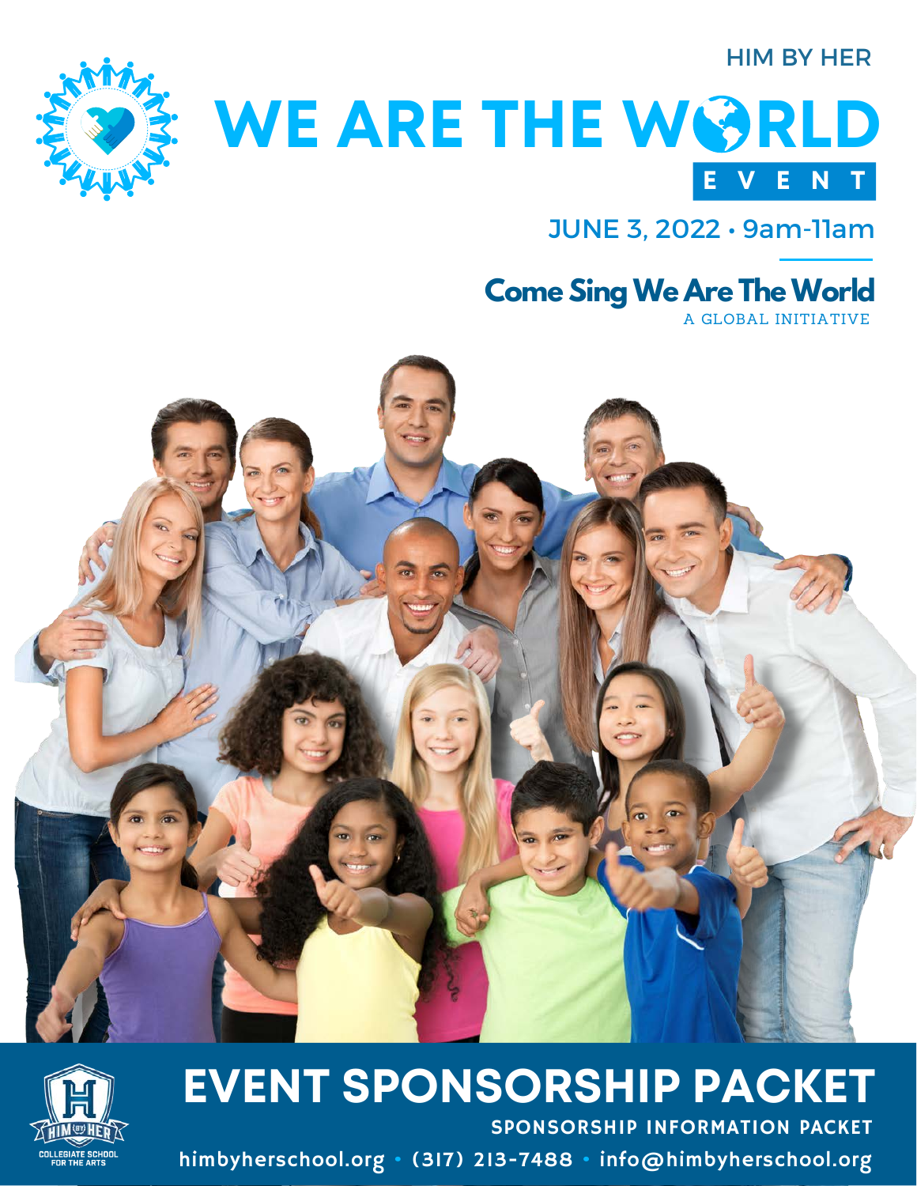HIM BY HER

# WE ARE THE WORLD EVENT

JUNE 3, 2022 • 9am-11am

## Come Sing We Are The World

A GLOBAL INITIATIVE

# EVENT SPONSORSHIP PACKET

SPONSORSHIP INFORMATION PACKET

himbyherschool.org • (317) 213-7488 • info@himbyherschool.org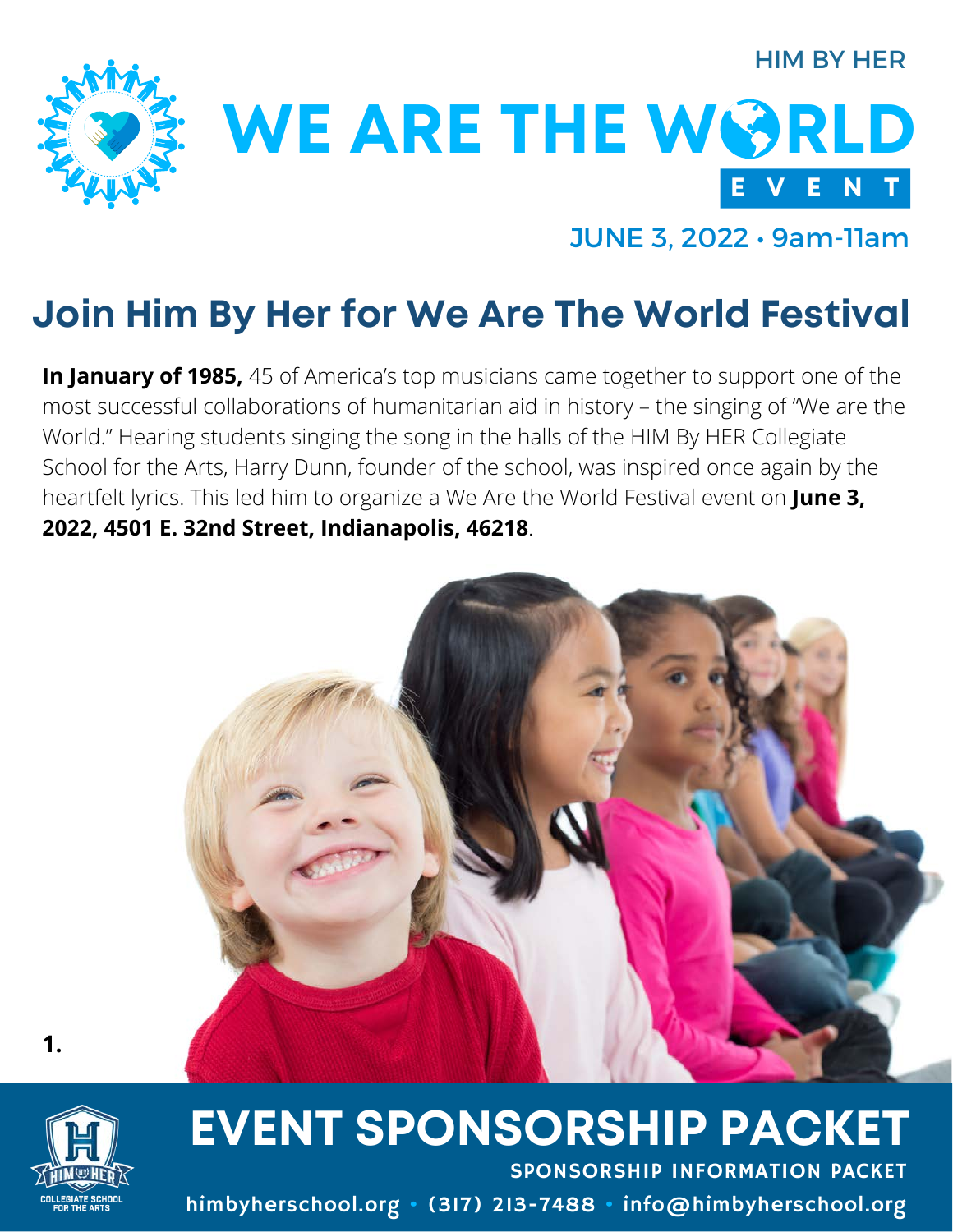HIM BY HER

# WE ARE THE WORLD EVENT

JUNE 3, 2022 • 9am-11am

## Join Him By Her for We Are The World Festival

**In January of 1985,** 45 of America's top musicians came together to support one of the most successful collaborations of humanitarian aid in history – the singing of "We are the World." Hearing students singing the song in the halls of the HIM By HER Collegiate School for the Arts, Harry Dunn, founder of the school, was inspired once again by the heartfelt lyrics. This led him to organize a We Are the World Festival event on **June 3, 2022, 4501 E. 32nd Street, Indianapolis, 46218**.

1.

# EVENT SPONSORSHIP PACKET

SPONSORSHIP INFORMATION PACKET

himbyherschool.org • (317) 213-7488 • info@himbyherschool.org

HIM BY HER COLLEGIATE SCHOOL FOR THE ARTS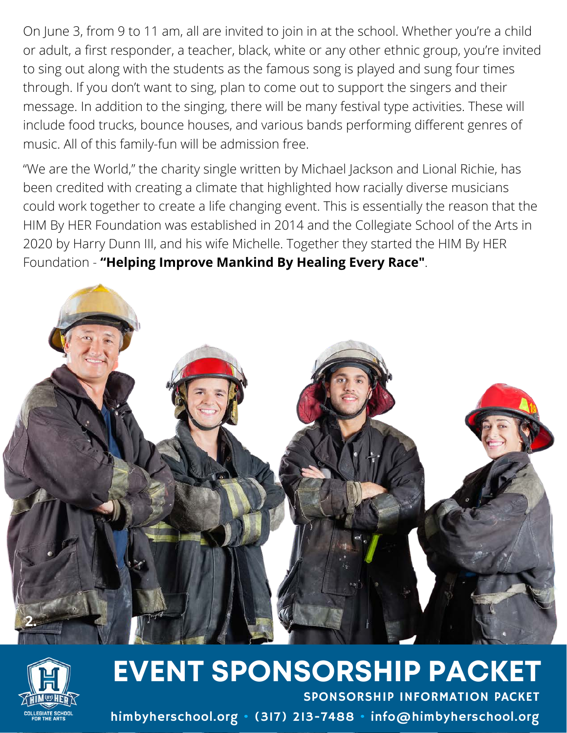On June 3, from 9 to 11 am, all are invited to join in at the school. Whether you're a child or adult, a first responder, a teacher, black, white or any other ethnic group, you're invited to sing out along with the students as the famous song is played and sung four times through. If you don't want to sing, plan to come out to support the singers and their message. In addition to the singing, there will be many festival type activities. These will include food trucks, bounce houses, and various bands performing different genres of music. All of this family-fun will be admission free.

"We are the World," the charity single written by Michael Jackson and Lional Richie, has been credited with creating a climate that highlighted how racially diverse musicians could work together to create a life changing event. This is essentially the reason that the HIM By HER Foundation was established in 2014 and the Collegiate School of the Arts in 2020 by Harry Dunn III, and his wife Michelle. Together they started the HIM By HER Foundation - **"Helping Improve Mankind By Healing Every Race"**.

# EVENT SPONSORSHIP PACKET

**SPONSORSHIP INFORMATION PACKET**

himbyherschool.org • (317) 213-7488 • info@himbyherschool.org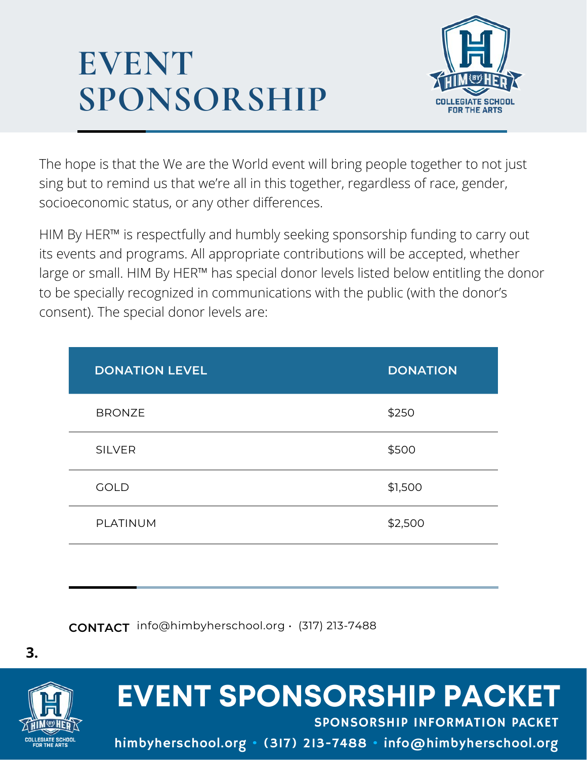# EVENT SPONSORSHIP

The hope is that the We are the World event will bring people together to not just sing but to remind us that we're all in this together, regardless of race, gender, socioeconomic status, or any other differences.

HIM By HER™ is respectfully and humbly seeking sponsorship funding to carry out its events and programs. All appropriate contributions will be accepted, whether large or small. HIM By HER™ has special donor levels listed below entitling the donor to be specially recognized in communications with the public (with the donor's consent). The special donor levels are:

| DONATION LEVEL | DONATION |
| --- | --- |
| BRONZE | $250 |
| SILVER | $500 |
| GOLD | $1,500 |
| PLATINUM | $2,500 |

**CONTACT** info@himbyherschool.org · (317) 213-7488